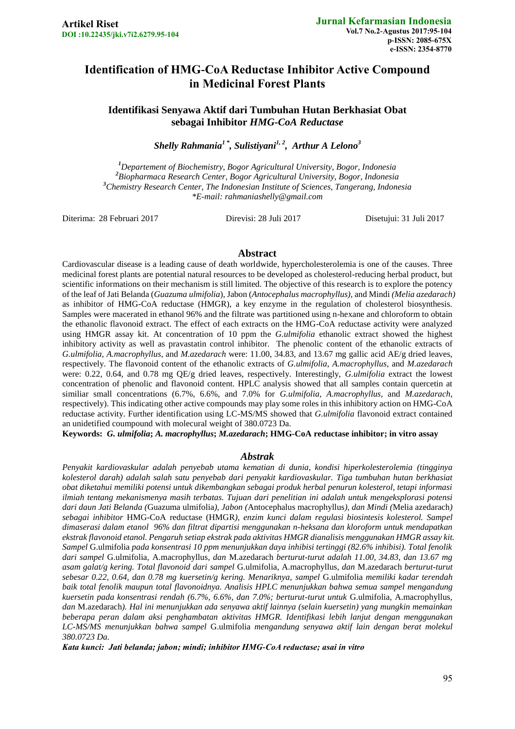**Artikel Riset**
**DOI :10.22435/jki.v7i2.6279.95-104**

**Jurnal Kefarmasian Indonesia**
**Vol.7 No.2-Agustus 2017:95-104**
**p-ISSN: 2085-675X**
**e-ISSN: 2354-8770**

# Identification of HMG-CoA Reductase Inhibitor Active Compound in Medicinal Forest Plants

## Identifikasi Senyawa Aktif dari Tumbuhan Hutan Berkhasiat Obat sebagai Inhibitor *HMG-CoA Reductase*

***Shelly Rahmania[1*], Sulistiyani[1,2], Arthur A Lelono[3]***

*[1]Departement of Biochemistry, Bogor Agricultural University, Bogor, Indonesia*
*[2]Biopharmaca Research Center, Bogor Agricultural University, Bogor, Indonesia*
*[3]Chemistry Research Center, The Indonesian Institute of Sciences, Tangerang, Indonesia*
**E-mail: rahmaniashelly@gmail.com*

Diterima: 28 Februari 2017 Direvisi: 28 Juli 2017 Disetujui: 31 Juli 2017

## Abstract

Cardiovascular disease is a leading cause of death worldwide, hypercholesterolemia is one of the causes. Three medicinal forest plants are potential natural resources to be developed as cholesterol-reducing herbal product, but scientific informations on their mechanism is still limited. The objective of this research is to explore the potency of the leaf of Jati Belanda (*Guazuma ulmifolia*), Jabon (*Antocephalus macrophyllus)*, and Mindi *(Melia azedarach)* as inhibitor of HMG-CoA reductase (HMGR), a key enzyme in the regulation of cholesterol biosynthesis. Samples were macerated in ethanol 96% and the filtrate was partitioned using n-hexane and chloroform to obtain the ethanolic flavonoid extract. The effect of each extracts on the HMG-CoA reductase activity were analyzed using HMGR assay kit. At concentration of 10 ppm the *G.ulmifolia* ethanolic extract showed the highest inhibitory activity as well as pravastatin control inhibitor. The phenolic content of the ethanolic extracts of *G.ulmifolia*, *A.macrophyllus*, and *M.azedarach* were: 11.00, 34.83, and 13.67 mg gallic acid AE/g dried leaves, respectively. The flavonoid content of the ethanolic extracts of *G.ulmifolia*, *A.macrophyllus*, and *M.azedarach* were: 0.22, 0.64, and 0.78 mg QE/g dried leaves, respectively. Interestingly, *G.ulmifolia* extract the lowest concentration of phenolic and flavonoid content. HPLC analysis showed that all samples contain quercetin at similiar small concentrations (6.7%, 6.6%, and 7.0% for *G.ulmifolia*, *A.macrophyllus,* and *M.azedarach*, respectively). This indicating other active compounds may play some roles in this inhibitory action on HMG-CoA reductase activity. Further identification using LC-MS/MS showed that *G.ulmifolia* flavonoid extract contained an unidetified coumpound with molecural weight of 380.0723 Da.

**Keywords:** ***G. ulmifolia*****;** ***A. macrophyllus*****;** ***M.azedarach*****; HMG-CoA reductase inhibitor; in vitro assay**

## *Abstrak*

*Penyakit kardiovaskular adalah penyebab utama kematian di dunia, kondisi hiperkolesterolemia (tingginya kolesterol darah) adalah salah satu penyebab dari penyakit kardiovaskular. Tiga tumbuhan hutan berkhasiat obat diketahui memiliki potensi untuk dikembangkan sebagai produk herbal penurun kolesterol, tetapi informasi ilmiah tentang mekanismenya masih terbatas. Tujuan dari penelitian ini adalah untuk mengeksplorasi potensi dari daun Jati Belanda (*Guazuma ulmifolia*), Jabon (*Antocephalus macrophyllus*), dan Mindi (*Melia azedarach*) sebagai inhibitor* HMG-CoA reductase (HMGR)*, enzim kunci dalam regulasi biosintesis kolesterol. Sampel dimaserasi dalam etanol 96% dan filtrat dipartisi menggunakan n-heksana dan kloroform untuk mendapatkan ekstrak flavonoid etanol. Pengaruh setiap ekstrak pada aktivitas HMGR dianalisis menggunakan HMGR assay kit. Sampel* G.ulmifolia *pada konsentrasi 10 ppm menunjukkan daya inhibisi tertinggi (82.6% inhibisi). Total fenolik dari sampel* G.ulmifolia, A.macrophyllus, *dan* M.azedarach *berturut-turut adalah 11.00, 34.83, dan 13.67 mg asam galat/g kering. Total flavonoid dari sampel* G.ulmifolia, A.macrophyllus, *dan* M.azedarach *berturut-turut sebesar 0.22, 0.64, dan 0.78 mg kuersetin/g kering. Menariknya, sampel* G.ulmifolia *memiliki kadar terendah baik total fenolik maupun total flavonoidnya. Analisis HPLC menunjukkan bahwa semua sampel mengandung kuersetin pada konsentrasi rendah (6.7%, 6.6%, dan 7.0%; berturut-turut untuk* G.ulmifolia, A.macrophyllus, *dan* M.azedarach*). Hal ini menunjukkan ada senyawa aktif lainnya (selain kuersetin) yang mungkin memainkan beberapa peran dalam aksi penghambatan aktivitas HMGR. Identifikasi lebih lanjut dengan menggunakan LC-MS/MS menunjukkan bahwa sampel* G.ulmifolia *mengandung senyawa aktif lain dengan berat molekul 380.0723 Da.*

***Kata kunci: Jati belanda; jabon; mindi; inhibitor HMG-CoA reductase; asai in vitro***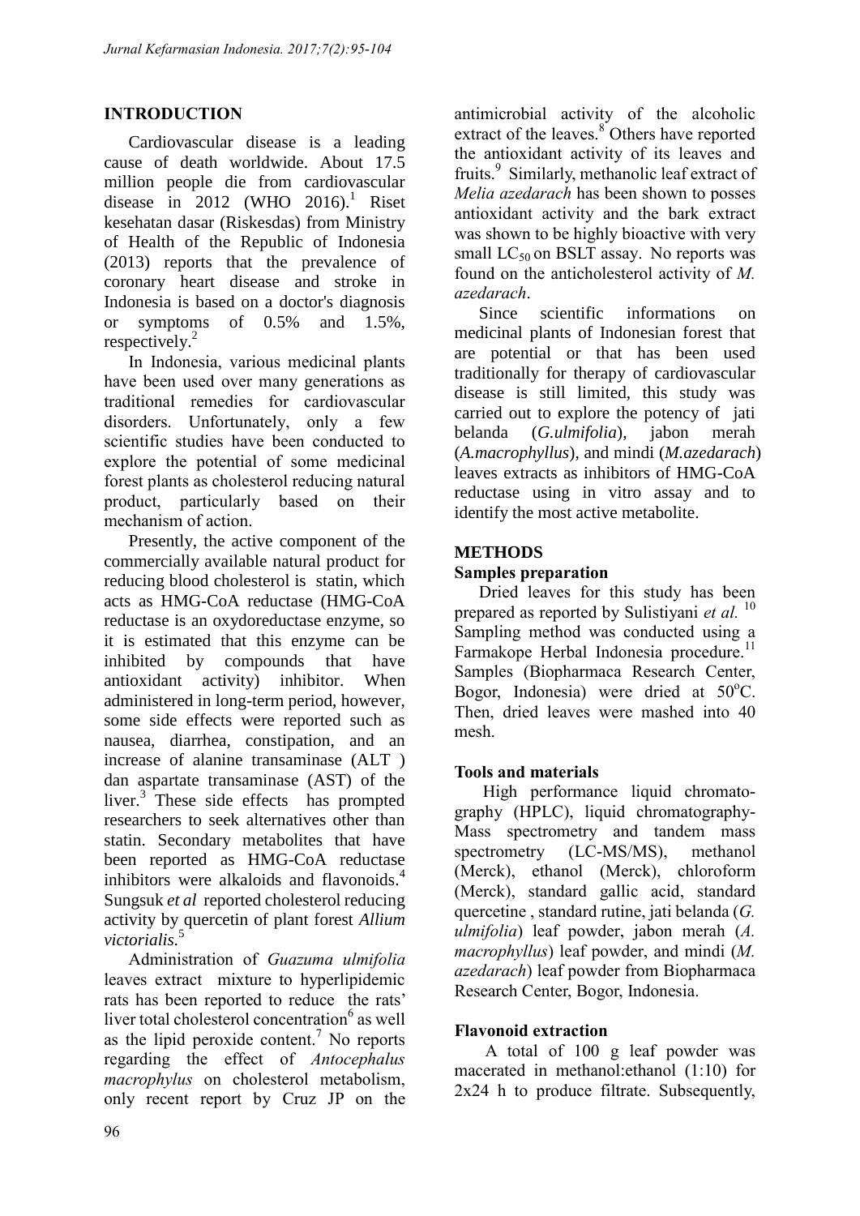## INTRODUCTION

Cardiovascular disease is a leading cause of death worldwide. About 17.5 million people die from cardiovascular disease in 2012 (WHO 2016).[1] Riset kesehatan dasar (Riskesdas) from Ministry of Health of the Republic of Indonesia (2013) reports that the prevalence of coronary heart disease and stroke in Indonesia is based on a doctor's diagnosis or symptoms of 0.5% and 1.5%, respectively.[2]

In Indonesia, various medicinal plants have been used over many generations as traditional remedies for cardiovascular disorders. Unfortunately, only a few scientific studies have been conducted to explore the potential of some medicinal forest plants as cholesterol reducing natural product, particularly based on their mechanism of action.

Presently, the active component of the commercially available natural product for reducing blood cholesterol is statin, which acts as HMG-CoA reductase (HMG-CoA reductase is an oxydoreductase enzyme, so it is estimated that this enzyme can be inhibited by compounds that have antioxidant activity) inhibitor. When administered in long-term period, however, some side effects were reported such as nausea, diarrhea, constipation, and an increase of alanine transaminase (ALT ) dan aspartate transaminase (AST) of the liver.[3] These side effects has prompted researchers to seek alternatives other than statin. Secondary metabolites that have been reported as HMG-CoA reductase inhibitors were alkaloids and flavonoids.[4] Sungsuk *et al* reported cholesterol reducing activity by quercetin of plant forest *Allium victorialis.*[5]

Administration of *Guazuma ulmifolia* leaves extract mixture to hyperlipidemic rats has been reported to reduce the rats' liver total cholesterol concentration[6] as well as the lipid peroxide content.[7] No reports regarding the effect of *Antocephalus macrophylus* on cholesterol metabolism, only recent report by Cruz JP on the antimicrobial activity of the alcoholic extract of the leaves.[8] Others have reported the antioxidant activity of its leaves and fruits.[9] Similarly, methanolic leaf extract of *Melia azedarach* has been shown to posses antioxidant activity and the bark extract was shown to be highly bioactive with very small $LC_{50}$ on BSLT assay. No reports was found on the anticholesterol activity of *M. azedarach*.

Since scientific informations on medicinal plants of Indonesian forest that are potential or that has been used traditionally for therapy of cardiovascular disease is still limited, this study was carried out to explore the potency of jati belanda (*G.ulmifolia*), jabon merah (*A.macrophyllus*), and mindi (*M.azedarach*) leaves extracts as inhibitors of HMG-CoA reductase using in vitro assay and to identify the most active metabolite.

## METHODS

### Samples preparation

Dried leaves for this study has been prepared as reported by Sulistiyani *et al.*[10] Sampling method was conducted using a Farmakope Herbal Indonesia procedure.[11] Samples (Biopharmaca Research Center, Bogor, Indonesia) were dried at 50°C. Then, dried leaves were mashed into 40 mesh.

### Tools and materials

High performance liquid chromatography (HPLC), liquid chromatography-Mass spectrometry and tandem mass spectrometry (LC-MS/MS), methanol (Merck), ethanol (Merck), chloroform (Merck), standard gallic acid, standard quercetine , standard rutine, jati belanda (*G. ulmifolia*) leaf powder, jabon merah (*A. macrophyllus*) leaf powder, and mindi (*M. azedarach*) leaf powder from Biopharmaca Research Center, Bogor, Indonesia.

### Flavonoid extraction

A total of 100 g leaf powder was macerated in methanol:ethanol (1:10) for 2x24 h to produce filtrate. Subsequently,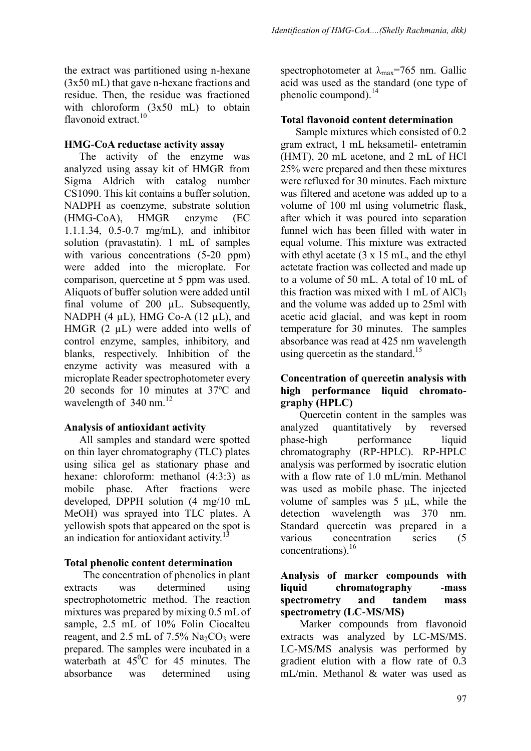the extract was partitioned using n-hexane (3x50 mL) that gave n-hexane fractions and residue. Then, the residue was fractioned with chloroform (3x50 mL) to obtain flavonoid extract.[10]

### HMG-CoA reductase activity assay

The activity of the enzyme was analyzed using assay kit of HMGR from Sigma Aldrich with catalog number CS1090. This kit contains a buffer solution, NADPH as coenzyme, substrate solution (HMG-CoA), HMGR enzyme (EC 1.1.1.34, 0.5-0.7 mg/mL), and inhibitor solution (pravastatin). 1 mL of samples with various concentrations (5-20 ppm) were added into the microplate. For comparison, quercetine at 5 ppm was used. Aliquots of buffer solution were added until final volume of 200 µL. Subsequently, NADPH (4 µL), HMG Co-A (12 µL), and HMGR (2 µL) were added into wells of control enzyme, samples, inhibitory, and blanks, respectively. Inhibition of the enzyme activity was measured with a microplate Reader spectrophotometer every 20 seconds for 10 minutes at 37ºC and wavelength of 340 nm.[12]

### Analysis of antioxidant activity

All samples and standard were spotted on thin layer chromatography (TLC) plates using silica gel as stationary phase and hexane: chloroform: methanol (4:3:3) as mobile phase. After fractions were developed, DPPH solution (4 mg/10 mL MeOH) was sprayed into TLC plates. A yellowish spots that appeared on the spot is an indication for antioxidant activity.[13]

### Total phenolic content determination

The concentration of phenolics in plant extracts was determined using spectrophotometric method. The reaction mixtures was prepared by mixing 0.5 mL of sample, 2.5 mL of 10% Folin Ciocalteu reagent, and 2.5 mL of 7.5% $Na_2CO_3$ were prepared. The samples were incubated in a waterbath at $45^0$C for 45 minutes. The absorbance was determined using spectrophotometer at $\lambda_{max}$=765 nm. Gallic acid was used as the standard (one type of phenolic coumpond).[14]

### Total flavonoid content determination

Sample mixtures which consisted of 0.2 gram extract, 1 mL heksametil- entetramin (HMT), 20 mL acetone, and 2 mL of HCl 25% were prepared and then these mixtures were refluxed for 30 minutes. Each mixture was filtered and acetone was added up to a volume of 100 ml using volumetric flask, after which it was poured into separation funnel wich has been filled with water in equal volume. This mixture was extracted with ethyl acetate (3 x 15 mL, and the ethyl actetate fraction was collected and made up to a volume of 50 mL. A total of 10 mL of this fraction was mixed with 1 mL of $AlCl_3$ and the volume was added up to 25ml with acetic acid glacial, and was kept in room temperature for 30 minutes. The samples absorbance was read at 425 nm wavelength using quercetin as the standard.[15]

### Concentration of quercetin analysis with high performance liquid chromatography (HPLC)

Quercetin content in the samples was analyzed quantitatively by reversed phase-high performance liquid chromatography (RP-HPLC). RP-HPLC analysis was performed by isocratic elution with a flow rate of 1.0 mL/min. Methanol was used as mobile phase. The injected volume of samples was 5 µL, while the detection wavelength was 370 nm. Standard quercetin was prepared in a various concentration series (5 concentrations).[16]

### Analysis of marker compounds with liquid chromatography -mass spectrometry and tandem mass spectrometry (LC-MS/MS)

Marker compounds from flavonoid extracts was analyzed by LC-MS/MS. LC-MS/MS analysis was performed by gradient elution with a flow rate of 0.3 mL/min. Methanol & water was used as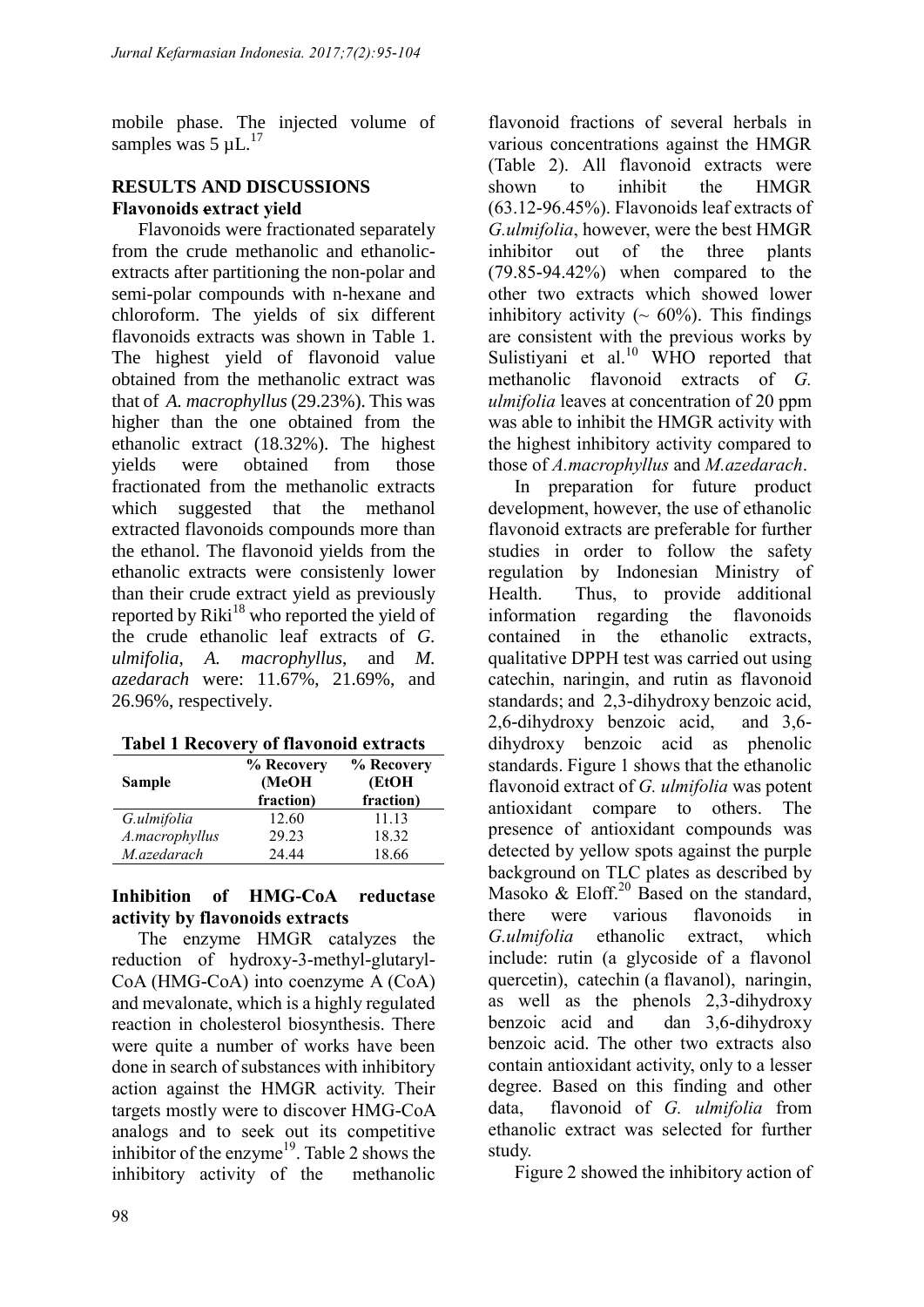mobile phase. The injected volume of samples was 5 µL.[17]

## RESULTS AND DISCUSSIONS

### Flavonoids extract yield

Flavonoids were fractionated separately from the crude methanolic and ethanolic-extracts after partitioning the non-polar and semi-polar compounds with n-hexane and chloroform. The yields of six different flavonoids extracts was shown in Table 1. The highest yield of flavonoid value obtained from the methanolic extract was that of *A. macrophyllus* (29.23%). This was higher than the one obtained from the ethanolic extract (18.32%). The highest yields were obtained from those fractionated from the methanolic extracts which suggested that the methanol extracted flavonoids compounds more than the ethanol. The flavonoid yields from the ethanolic extracts were consistenly lower than their crude extract yield as previously reported by Riki[18] who reported the yield of the crude ethanolic leaf extracts of *G. ulmifolia*, *A. macrophyllus*, and *M. azedarach* were: 11.67%, 21.69%, and 26.96%, respectively.

**Tabel 1 Recovery of flavonoid extracts**

| Sample | % Recovery (MeOH fraction) | % Recovery (EtOH fraction) |
|---|---|---|
| *G.ulmifolia* | 12.60 | 11.13 |
| *A.macrophyllus* | 29.23 | 18.32 |
| *M.azedarach* | 24.44 | 18.66 |

### Inhibition of HMG-CoA reductase activity by flavonoids extracts

The enzyme HMGR catalyzes the reduction of hydroxy-3-methyl-glutaryl-CoA (HMG-CoA) into coenzyme A (CoA) and mevalonate, which is a highly regulated reaction in cholesterol biosynthesis. There were quite a number of works have been done in search of substances with inhibitory action against the HMGR activity. Their targets mostly were to discover HMG-CoA analogs and to seek out its competitive inhibitor of the enzyme[19]. Table 2 shows the inhibitory activity of the methanolic flavonoid fractions of several herbals in various concentrations against the HMGR (Table 2). All flavonoid extracts were shown to inhibit the HMGR (63.12-96.45%). Flavonoids leaf extracts of *G.ulmifolia*, however, were the best HMGR inhibitor out of the three plants (79.85-94.42%) when compared to the other two extracts which showed lower inhibitory activity (~ 60%). This findings are consistent with the previous works by Sulistiyani et al.[10] WHO reported that methanolic flavonoid extracts of *G. ulmifolia* leaves at concentration of 20 ppm was able to inhibit the HMGR activity with the highest inhibitory activity compared to those of *A.macrophyllus* and *M.azedarach*.

In preparation for future product development, however, the use of ethanolic flavonoid extracts are preferable for further studies in order to follow the safety regulation by Indonesian Ministry of Health. Thus, to provide additional information regarding the flavonoids contained in the ethanolic extracts, qualitative DPPH test was carried out using catechin, naringin, and rutin as flavonoid standards; and 2,3-dihydroxy benzoic acid, 2,6-dihydroxy benzoic acid, and 3,6-dihydroxy benzoic acid as phenolic standards. Figure 1 shows that the ethanolic flavonoid extract of *G. ulmifolia* was potent antioxidant compare to others. The presence of antioxidant compounds was detected by yellow spots against the purple background on TLC plates as described by Masoko & Eloff.[20] Based on the standard, there were various flavonoids in *G.ulmifolia* ethanolic extract, which include: rutin (a glycoside of a flavonol quercetin), catechin (a flavanol), naringin, as well as the phenols 2,3-dihydroxy benzoic acid and dan 3,6-dihydroxy benzoic acid. The other two extracts also contain antioxidant activity, only to a lesser degree. Based on this finding and other data, flavonoid of *G. ulmifolia* from ethanolic extract was selected for further study.

Figure 2 showed the inhibitory action of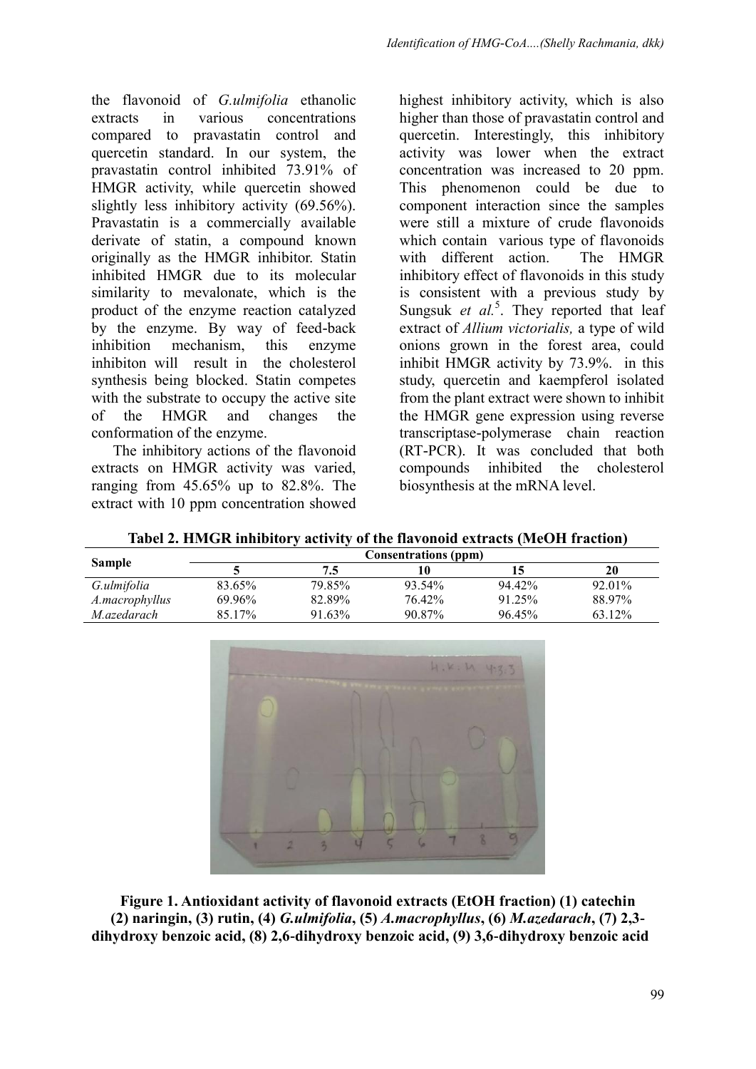the flavonoid of *G.ulmifolia* ethanolic extracts in various concentrations compared to pravastatin control and quercetin standard. In our system, the pravastatin control inhibited 73.91% of HMGR activity, while quercetin showed slightly less inhibitory activity (69.56%). Pravastatin is a commercially available derivate of statin, a compound known originally as the HMGR inhibitor. Statin inhibited HMGR due to its molecular similarity to mevalonate, which is the product of the enzyme reaction catalyzed by the enzyme. By way of feed-back inhibition mechanism, this enzyme inhibiton will result in the cholesterol synthesis being blocked. Statin competes with the substrate to occupy the active site of the HMGR and changes the conformation of the enzyme.

The inhibitory actions of the flavonoid extracts on HMGR activity was varied, ranging from 45.65% up to 82.8%. The extract with 10 ppm concentration showed highest inhibitory activity, which is also higher than those of pravastatin control and quercetin. Interestingly, this inhibitory activity was lower when the extract concentration was increased to 20 ppm. This phenomenon could be due to component interaction since the samples were still a mixture of crude flavonoids which contain various type of flavonoids with different action. The HMGR inhibitory effect of flavonoids in this study is consistent with a previous study by Sungsuk *et al.*[5]. They reported that leaf extract of *Allium victorialis,* a type of wild onions grown in the forest area, could inhibit HMGR activity by 73.9%. in this study, quercetin and kaempferol isolated from the plant extract were shown to inhibit the HMGR gene expression using reverse transcriptase-polymerase chain reaction (RT-PCR). It was concluded that both compounds inhibited the cholesterol biosynthesis at the mRNA level.

**Tabel 2. HMGR inhibitory activity of the flavonoid extracts (MeOH fraction)**

| Sample | Consentrations (ppm) | | | | |
|---|---|---|---|---|---|
| | 5 | 7.5 | 10 | 15 | 20 |
| *G.ulmifolia* | 83.65% | 79.85% | 93.54% | 94.42% | 92.01% |
| *A.macrophyllus* | 69.96% | 82.89% | 76.42% | 91.25% | 88.97% |
| *M.azedarach* | 85.17% | 91.63% | 90.87% | 96.45% | 63.12% |

**Figure 1. Antioxidant activity of flavonoid extracts (EtOH fraction) (1) catechin (2) naringin, (3) rutin, (4) *G.ulmifolia*, (5) *A.macrophyllus*, (6) *M.azedarach*, (7) 2,3-dihydroxy benzoic acid, (8) 2,6-dihydroxy benzoic acid, (9) 3,6-dihydroxy benzoic acid**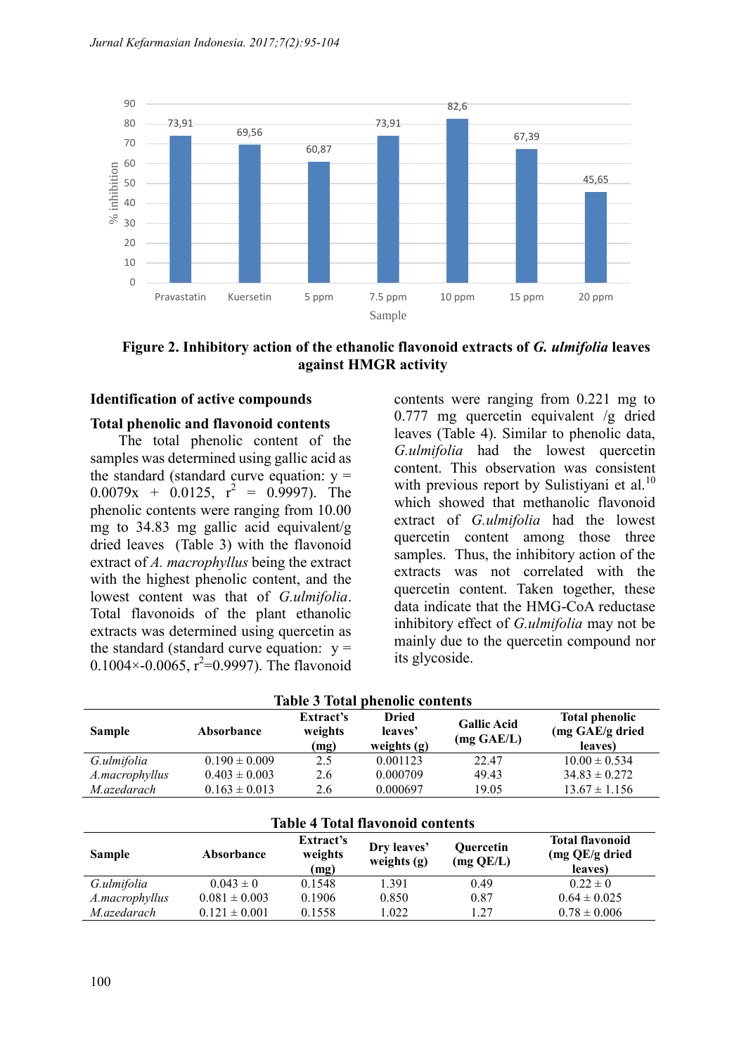**Figure 2. Inhibitory action of the ethanolic flavonoid extracts of *G. ulmifolia* leaves against HMGR activity**

## Identification of active compounds

### Total phenolic and flavonoid contents

The total phenolic content of the samples was determined using gallic acid as the standard (standard curve equation: $y = 0.0079x + 0.0125$, $r^2 = 0.9997$). The phenolic contents were ranging from 10.00 mg to 34.83 mg gallic acid equivalent/g dried leaves (Table 3) with the flavonoid extract of *A. macrophyllus* being the extract with the highest phenolic content, and the lowest content was that of *G.ulmifolia*. Total flavonoids of the plant ethanolic extracts was determined using quercetin as the standard (standard curve equation: $y = 0.1004\times-0.0065$, $r^2=0.9997$). The flavonoid contents were ranging from 0.221 mg to 0.777 mg quercetin equivalent /g dried leaves (Table 4). Similar to phenolic data, *G.ulmifolia* had the lowest quercetin content. This observation was consistent with previous report by Sulistiyani et al.[10] which showed that methanolic flavonoid extract of *G.ulmifolia* had the lowest quercetin content among those three samples. Thus, the inhibitory action of the extracts was not correlated with the quercetin content. Taken together, these data indicate that the HMG-CoA reductase inhibitory effect of *G.ulmifolia* may not be mainly due to the quercetin compound nor its glycoside.

**Table 3 Total phenolic contents**

| Sample | Absorbance | Extract's weights (mg) | Dried leaves' weights (g) | Gallic Acid (mg GAE/L) | Total phenolic (mg GAE/g dried leaves) |
|---|---|---|---|---|---|
| *G.ulmifolia* | 0.190 ± 0.009 | 2.5 | 0.001123 | 22.47 | 10.00 ± 0.534 |
| *A.macrophyllus* | 0.403 ± 0.003 | 2.6 | 0.000709 | 49.43 | 34.83 ± 0.272 |
| *M.azedarach* | 0.163 ± 0.013 | 2.6 | 0.000697 | 19.05 | 13.67 ± 1.156 |

**Table 4 Total flavonoid contents**

| Sample | Absorbance | Extract's weights (mg) | Dry leaves' weights (g) | Quercetin (mg QE/L) | Total flavonoid (mg QE/g dried leaves) |
|---|---|---|---|---|---|
| *G.ulmifolia* | 0.043 ± 0 | 0.1548 | 1.391 | 0.49 | 0.22 ± 0 |
| *A.macrophyllus* | 0.081 ± 0.003 | 0.1906 | 0.850 | 0.87 | 0.64 ± 0.025 |
| *M.azedarach* | 0.121 ± 0.001 | 0.1558 | 1.022 | 1.27 | 0.78 ± 0.006 |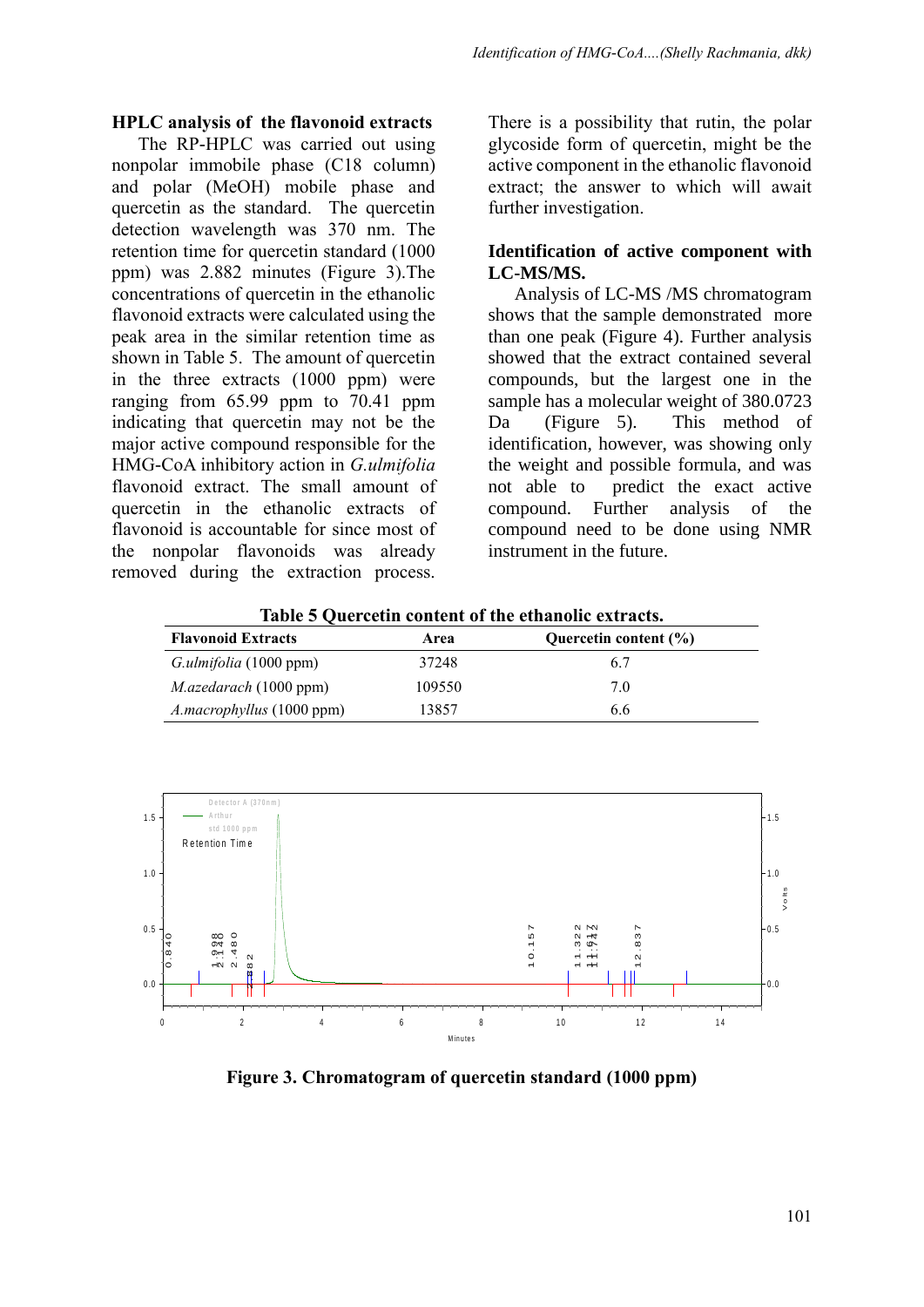## HPLC analysis of the flavonoid extracts

The RP-HPLC was carried out using nonpolar immobile phase (C18 column) and polar (MeOH) mobile phase and quercetin as the standard. The quercetin detection wavelength was 370 nm. The retention time for quercetin standard (1000 ppm) was 2.882 minutes (Figure 3).The concentrations of quercetin in the ethanolic flavonoid extracts were calculated using the peak area in the similar retention time as shown in Table 5. The amount of quercetin in the three extracts (1000 ppm) were ranging from 65.99 ppm to 70.41 ppm indicating that quercetin may not be the major active compound responsible for the HMG-CoA inhibitory action in *G.ulmifolia* flavonoid extract. The small amount of quercetin in the ethanolic extracts of flavonoid is accountable for since most of the nonpolar flavonoids was already removed during the extraction process. There is a possibility that rutin, the polar glycoside form of quercetin, might be the active component in the ethanolic flavonoid extract; the answer to which will await further investigation.

## Identification of active component with LC-MS/MS.

Analysis of LC-MS /MS chromatogram shows that the sample demonstrated more than one peak (Figure 4). Further analysis showed that the extract contained several compounds, but the largest one in the sample has a molecular weight of 380.0723 Da (Figure 5). This method of identification, however, was showing only the weight and possible formula, and was not able to predict the exact active compound. Further analysis of the compound need to be done using NMR instrument in the future.

**Table 5 Quercetin content of the ethanolic extracts.**

| Flavonoid Extracts | Area | Quercetin content (%) |
|---|---|---|
| *G.ulmifolia* (1000 ppm) | 37248 | 6.7 |
| *M.azedarach* (1000 ppm) | 109550 | 7.0 |
| *A.macrophyllus* (1000 ppm) | 13857 | 6.6 |

**Figure 3. Chromatogram of quercetin standard (1000 ppm)**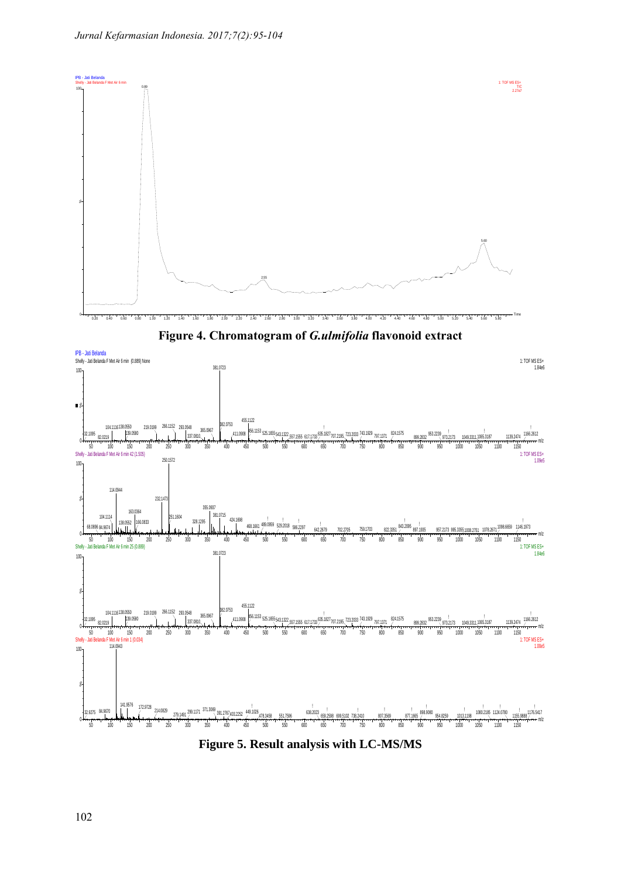**Figure 4. Chromatogram of *G.ulmifolia* flavonoid extract**

**Figure 5. Result analysis with LC-MS/MS**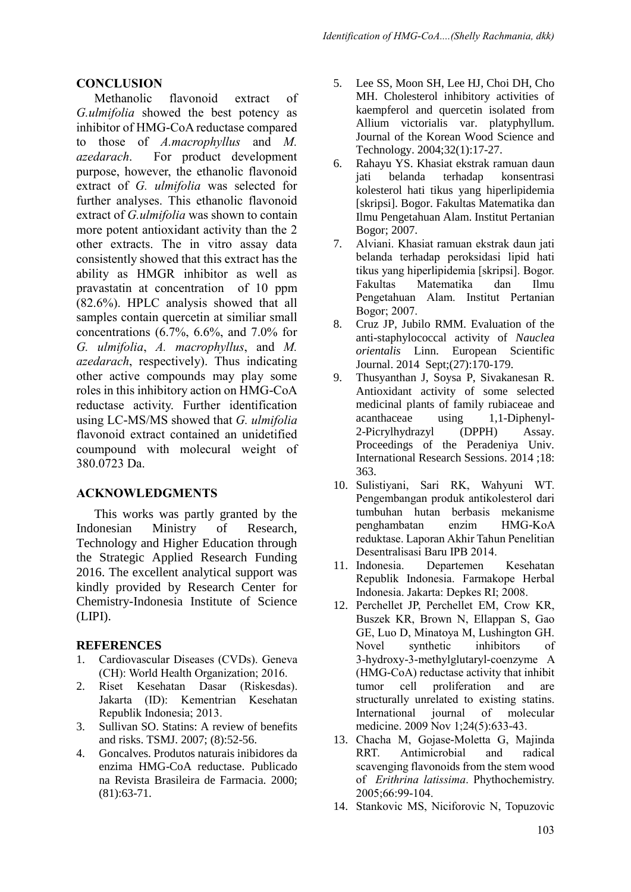## CONCLUSION

Methanolic flavonoid extract of *G.ulmifolia* showed the best potency as inhibitor of HMG-CoA reductase compared to those of *A.macrophyllus* and *M. azedarach*. For product development purpose, however, the ethanolic flavonoid extract of *G. ulmifolia* was selected for further analyses. This ethanolic flavonoid extract of *G.ulmifolia* was shown to contain more potent antioxidant activity than the 2 other extracts. The in vitro assay data consistently showed that this extract has the ability as HMGR inhibitor as well as pravastatin at concentration of 10 ppm (82.6%). HPLC analysis showed that all samples contain quercetin at similiar small concentrations (6.7%, 6.6%, and 7.0% for *G. ulmifolia*, *A. macrophyllus*, and *M. azedarach*, respectively). Thus indicating other active compounds may play some roles in this inhibitory action on HMG-CoA reductase activity. Further identification using LC-MS/MS showed that *G. ulmifolia* flavonoid extract contained an unidetified coumpound with molecural weight of 380.0723 Da.

## ACKNOWLEDGMENTS

This works was partly granted by the Indonesian Ministry of Research, Technology and Higher Education through the Strategic Applied Research Funding 2016. The excellent analytical support was kindly provided by Research Center for Chemistry-Indonesia Institute of Science (LIPI).

## REFERENCES

1. Cardiovascular Diseases (CVDs). Geneva (CH): World Health Organization; 2016.
2. Riset Kesehatan Dasar (Riskesdas). Jakarta (ID): Kementrian Kesehatan Republik Indonesia; 2013.
3. Sullivan SO. Statins: A review of benefits and risks. TSMJ. 2007; (8):52-56.
4. Goncalves. Produtos naturais inibidores da enzima HMG-CoA reductase. Publicado na Revista Brasileira de Farmacia. 2000; (81):63-71.
5. Lee SS, Moon SH, Lee HJ, Choi DH, Cho MH. Cholesterol inhibitory activities of kaempferol and quercetin isolated from Allium victorialis var. platyphyllum. Journal of the Korean Wood Science and Technology. 2004;32(1):17-27.
6. Rahayu YS. Khasiat ekstrak ramuan daun jati belanda terhadap konsentrasi kolesterol hati tikus yang hiperlipidemia [skripsi]. Bogor. Fakultas Matematika dan Ilmu Pengetahuan Alam. Institut Pertanian Bogor; 2007.
7. Alviani. Khasiat ramuan ekstrak daun jati belanda terhadap peroksidasi lipid hati tikus yang hiperlipidemia [skripsi]. Bogor. Fakultas Matematika dan Ilmu Pengetahuan Alam. Institut Pertanian Bogor; 2007.
8. Cruz JP, Jubilo RMM. Evaluation of the anti-staphylococcal activity of *Nauclea orientalis* Linn. European Scientific Journal. 2014 Sept;(27):170-179.
9. Thusyanthan J, Soysa P, Sivakanesan R. Antioxidant activity of some selected medicinal plants of family rubiaceae and acanthaceae using 1,1-Diphenyl-2-Picrylhydrazyl (DPPH) Assay. Proceedings of the Peradeniya Univ. International Research Sessions. 2014 ;18: 363.
10. Sulistiyani, Sari RK, Wahyuni WT. Pengembangan produk antikolesterol dari tumbuhan hutan berbasis mekanisme penghambatan enzim HMG-KoA reduktase. Laporan Akhir Tahun Penelitian Desentralisasi Baru IPB 2014.
11. Indonesia. Departemen Kesehatan Republik Indonesia. Farmakope Herbal Indonesia. Jakarta: Depkes RI; 2008.
12. Perchellet JP, Perchellet EM, Crow KR, Buszek KR, Brown N, Ellappan S, Gao GE, Luo D, Minatoya M, Lushington GH. Novel synthetic inhibitors of 3-hydroxy-3-methylglutaryl-coenzyme A (HMG-CoA) reductase activity that inhibit tumor cell proliferation and are structurally unrelated to existing statins. International journal of molecular medicine. 2009 Nov 1;24(5):633-43.
13. Chacha M, Gojase-Moletta G, Majinda RRT. Antimicrobial and radical scavenging flavonoids from the stem wood of *Erithrina latissima*. Phythochemistry. 2005;66:99-104.
14. Stankovic MS, Niciforovic N, Topuzovic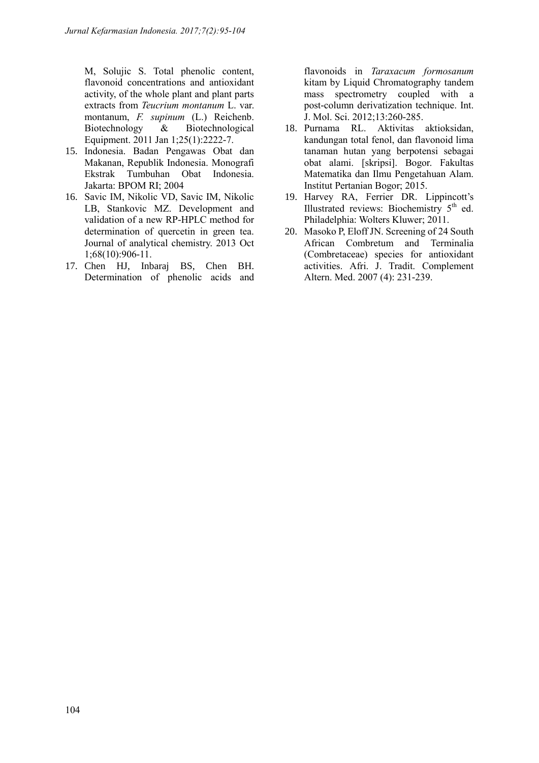M, Solujic S. Total phenolic content, flavonoid concentrations and antioxidant activity, of the whole plant and plant parts extracts from *Teucrium montanum* L. var. montanum, *F. supinum* (L.) Reichenb. Biotechnology & Biotechnological Equipment. 2011 Jan 1;25(1):2222-7.

15. Indonesia. Badan Pengawas Obat dan Makanan, Republik Indonesia. Monografi Ekstrak Tumbuhan Obat Indonesia. Jakarta: BPOM RI; 2004
16. Savic IM, Nikolic VD, Savic IM, Nikolic LB, Stankovic MZ. Development and validation of a new RP-HPLC method for determination of quercetin in green tea. Journal of analytical chemistry. 2013 Oct 1;68(10):906-11.
17. Chen HJ, Inbaraj BS, Chen BH. Determination of phenolic acids and flavonoids in *Taraxacum formosanum* kitam by Liquid Chromatography tandem mass spectrometry coupled with a post-column derivatization technique. Int. J. Mol. Sci. 2012;13:260-285.
18. Purnama RL. Aktivitas aktioksidan, kandungan total fenol, dan flavonoid lima tanaman hutan yang berpotensi sebagai obat alami. [skripsi]. Bogor. Fakultas Matematika dan Ilmu Pengetahuan Alam. Institut Pertanian Bogor; 2015.
19. Harvey RA, Ferrier DR. Lippincott's Illustrated reviews: Biochemistry 5th ed. Philadelphia: Wolters Kluwer; 2011.
20. Masoko P, Eloff JN. Screening of 24 South African Combretum and Terminalia (Combretaceae) species for antioxidant activities. Afri. J. Tradit. Complement Altern. Med. 2007 (4): 231-239.